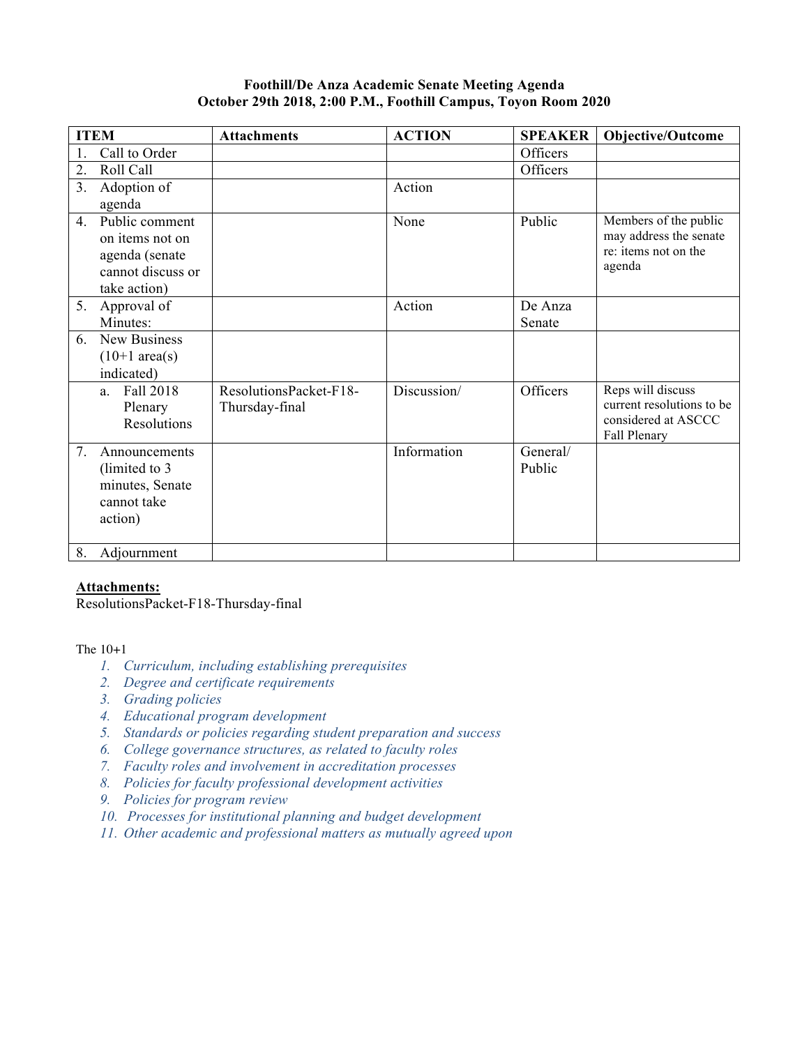**Foothill/De Anza Academic Senate Meeting Agenda**
**October 29th 2018, 2:00 P.M., Foothill Campus, Toyon Room 2020**

| ITEM | Attachments | ACTION | SPEAKER | Objective/Outcome |
|---|---|---|---|---|
| 1. Call to Order | | | Officers | |
| 2. Roll Call | | | Officers | |
| 3. Adoption of agenda | | Action | | |
| 4. Public comment on items not on agenda (senate cannot discuss or take action) | | None | Public | Members of the public may address the senate re: items not on the agenda |
| 5. Approval of Minutes: | | Action | De Anza Senate | |
| 6. New Business (10+1 area(s) indicated) | | | | |
| a. Fall 2018 Plenary Resolutions | ResolutionsPacket-F18-Thursday-final | Discussion/ | Officers | Reps will discuss current resolutions to be considered at ASCCC Fall Plenary |
| 7. Announcements (limited to 3 minutes, Senate cannot take action) | | Information | General/ Public | |
| 8. Adjournment | | | | |

**<u>Attachments:</u>**
ResolutionsPacket-F18-Thursday-final

The 10+1

1. *Curriculum, including establishing prerequisites*
2. *Degree and certificate requirements*
3. *Grading policies*
4. *Educational program development*
5. *Standards or policies regarding student preparation and success*
6. *College governance structures, as related to faculty roles*
7. *Faculty roles and involvement in accreditation processes*
8. *Policies for faculty professional development activities*
9. *Policies for program review*
10. *Processes for institutional planning and budget development*
11. *Other academic and professional matters as mutually agreed upon*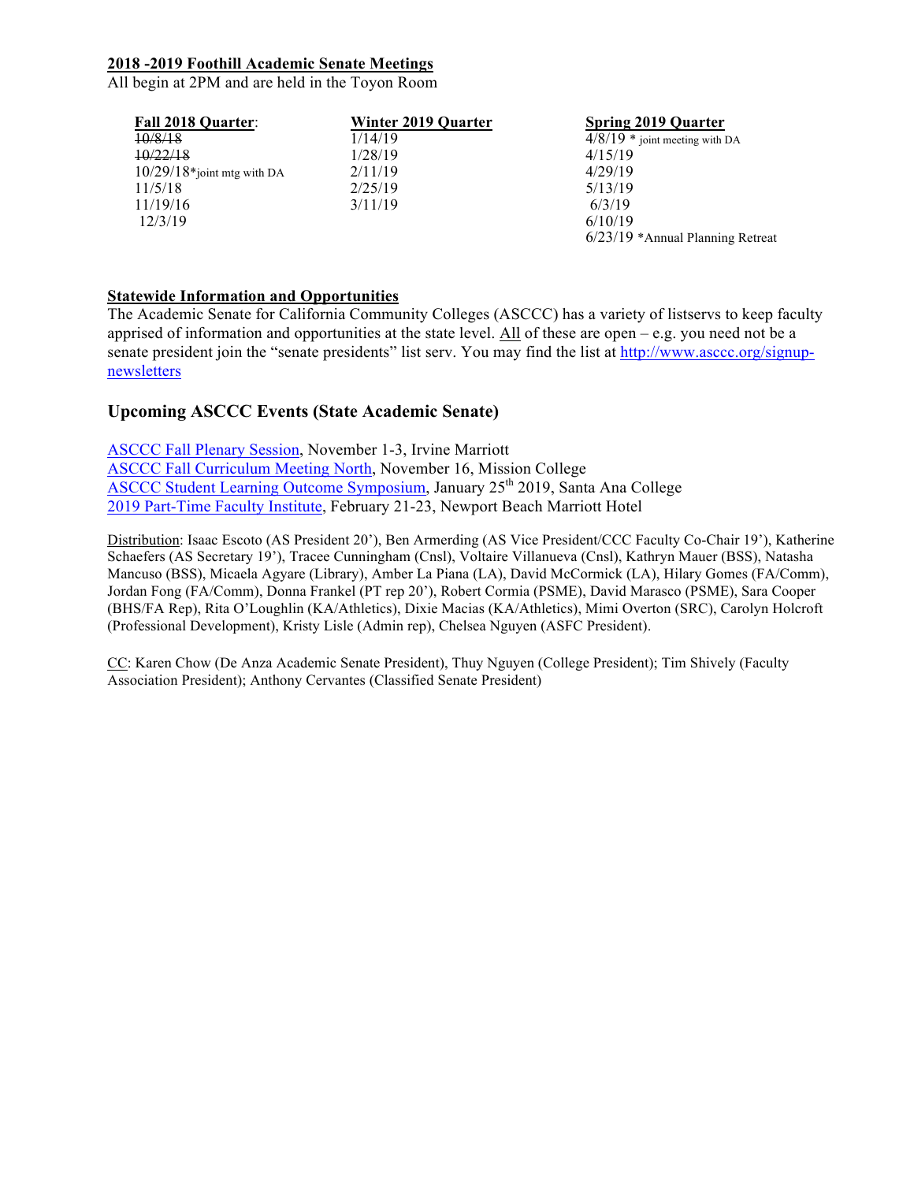**2018 -2019 Foothill Academic Senate Meetings**
All begin at 2PM and are held in the Toyon Room

| Fall 2018 Quarter: | Winter 2019 Quarter | Spring 2019 Quarter |
|---|---|---|
| ~~10/8/18~~ | 1/14/19 | 4/8/19 * joint meeting with DA |
| ~~10/22/18~~ | 1/28/19 | 4/15/19 |
| 10/29/18*joint mtg with DA | 2/11/19 | 4/29/19 |
| 11/5/18 | 2/25/19 | 5/13/19 |
| 11/19/16 | 3/11/19 | 6/3/19 |
| 12/3/19 | | 6/10/19 |
| | | 6/23/19 *Annual Planning Retreat |

**Statewide Information and Opportunities**

The Academic Senate for California Community Colleges (ASCCC) has a variety of listservs to keep faculty apprised of information and opportunities at the state level. All of these are open – e.g. you need not be a senate president join the "senate presidents" list serv. You may find the list at http://www.asccc.org/signup-newsletters

## Upcoming ASCCC Events (State Academic Senate)

ASCCC Fall Plenary Session, November 1-3, Irvine Marriott
ASCCC Fall Curriculum Meeting North, November 16, Mission College
ASCCC Student Learning Outcome Symposium, January 25th 2019, Santa Ana College
2019 Part-Time Faculty Institute, February 21-23, Newport Beach Marriott Hotel

Distribution: Isaac Escoto (AS President 20'), Ben Armerding (AS Vice President/CCC Faculty Co-Chair 19'), Katherine Schaefers (AS Secretary 19'), Tracee Cunningham (Cnsl), Voltaire Villanueva (Cnsl), Kathryn Mauer (BSS), Natasha Mancuso (BSS), Micaela Agyare (Library), Amber La Piana (LA), David McCormick (LA), Hilary Gomes (FA/Comm), Jordan Fong (FA/Comm), Donna Frankel (PT rep 20'), Robert Cormia (PSME), David Marasco (PSME), Sara Cooper (BHS/FA Rep), Rita O'Loughlin (KA/Athletics), Dixie Macias (KA/Athletics), Mimi Overton (SRC), Carolyn Holcroft (Professional Development), Kristy Lisle (Admin rep), Chelsea Nguyen (ASFC President).

CC: Karen Chow (De Anza Academic Senate President), Thuy Nguyen (College President); Tim Shively (Faculty Association President); Anthony Cervantes (Classified Senate President)